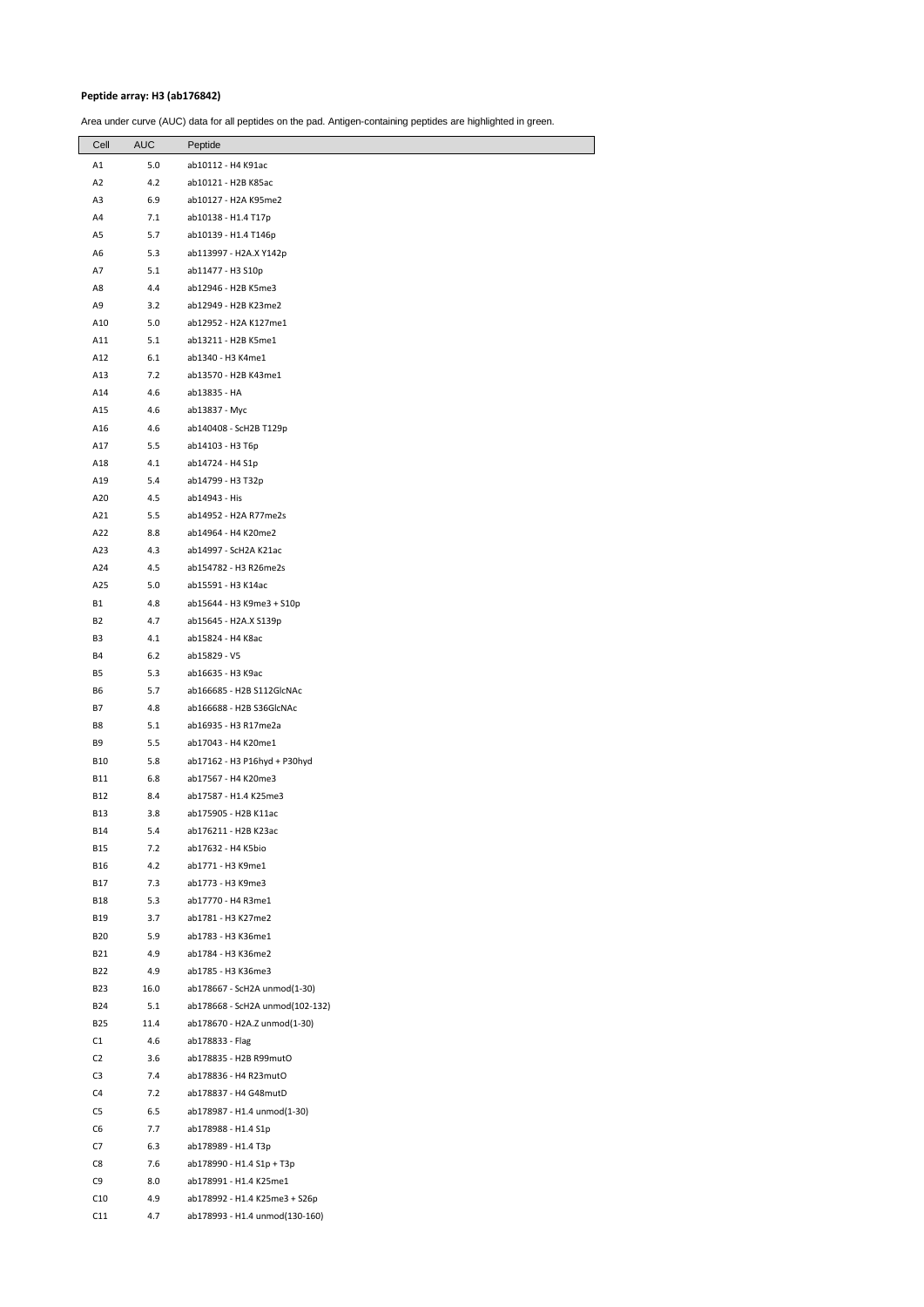**Peptide array: H3 (ab176842)**

Area under curve (AUC) data for all peptides on the pad. Antigen-containing peptides are highlighted in green.

| Cell | AUC | Peptide |
|---|---|---|
| A1 | 5.0 | ab10112 - H4 K91ac |
| A2 | 4.2 | ab10121 - H2B K85ac |
| A3 | 6.9 | ab10127 - H2A K95me2 |
| A4 | 7.1 | ab10138 - H1.4 T17p |
| A5 | 5.7 | ab10139 - H1.4 T146p |
| A6 | 5.3 | ab113997 - H2A.X Y142p |
| A7 | 5.1 | ab11477 - H3 S10p |
| A8 | 4.4 | ab12946 - H2B K5me3 |
| A9 | 3.2 | ab12949 - H2B K23me2 |
| A10 | 5.0 | ab12952 - H2A K127me1 |
| A11 | 5.1 | ab13211 - H2B K5me1 |
| A12 | 6.1 | ab1340 - H3 K4me1 |
| A13 | 7.2 | ab13570 - H2B K43me1 |
| A14 | 4.6 | ab13835 - HA |
| A15 | 4.6 | ab13837 - Myc |
| A16 | 4.6 | ab140408 - ScH2B T129p |
| A17 | 5.5 | ab14103 - H3 T6p |
| A18 | 4.1 | ab14724 - H4 S1p |
| A19 | 5.4 | ab14799 - H3 T32p |
| A20 | 4.5 | ab14943 - His |
| A21 | 5.5 | ab14952 - H2A R77me2s |
| A22 | 8.8 | ab14964 - H4 K20me2 |
| A23 | 4.3 | ab14997 - ScH2A K21ac |
| A24 | 4.5 | ab154782 - H3 R26me2s |
| A25 | 5.0 | ab15591 - H3 K14ac |
| B1 | 4.8 | ab15644 - H3 K9me3 + S10p |
| B2 | 4.7 | ab15645 - H2A.X S139p |
| B3 | 4.1 | ab15824 - H4 K8ac |
| B4 | 6.2 | ab15829 - V5 |
| B5 | 5.3 | ab16635 - H3 K9ac |
| B6 | 5.7 | ab166685 - H2B S112GlcNAc |
| B7 | 4.8 | ab166688 - H2B S36GlcNAc |
| B8 | 5.1 | ab16935 - H3 R17me2a |
| B9 | 5.5 | ab17043 - H4 K20me1 |
| B10 | 5.8 | ab17162 - H3 P16hyd + P30hyd |
| B11 | 6.8 | ab17567 - H4 K20me3 |
| B12 | 8.4 | ab17587 - H1.4 K25me3 |
| B13 | 3.8 | ab175905 - H2B K11ac |
| B14 | 5.4 | ab176211 - H2B K23ac |
| B15 | 7.2 | ab17632 - H4 K5bio |
| B16 | 4.2 | ab1771 - H3 K9me1 |
| B17 | 7.3 | ab1773 - H3 K9me3 |
| B18 | 5.3 | ab17770 - H4 R3me1 |
| B19 | 3.7 | ab1781 - H3 K27me2 |
| B20 | 5.9 | ab1783 - H3 K36me1 |
| B21 | 4.9 | ab1784 - H3 K36me2 |
| B22 | 4.9 | ab1785 - H3 K36me3 |
| B23 | 16.0 | ab178667 - ScH2A unmod(1-30) |
| B24 | 5.1 | ab178668 - ScH2A unmod(102-132) |
| B25 | 11.4 | ab178670 - H2A.Z unmod(1-30) |
| C1 | 4.6 | ab178833 - Flag |
| C2 | 3.6 | ab178835 - H2B R99mutO |
| C3 | 7.4 | ab178836 - H4 R23mutO |
| C4 | 7.2 | ab178837 - H4 G48mutD |
| C5 | 6.5 | ab178987 - H1.4 unmod(1-30) |
| C6 | 7.7 | ab178988 - H1.4 S1p |
| C7 | 6.3 | ab178989 - H1.4 T3p |
| C8 | 7.6 | ab178990 - H1.4 S1p + T3p |
| C9 | 8.0 | ab178991 - H1.4 K25me1 |
| C10 | 4.9 | ab178992 - H1.4 K25me3 + S26p |
| C11 | 4.7 | ab178993 - H1.4 unmod(130-160) |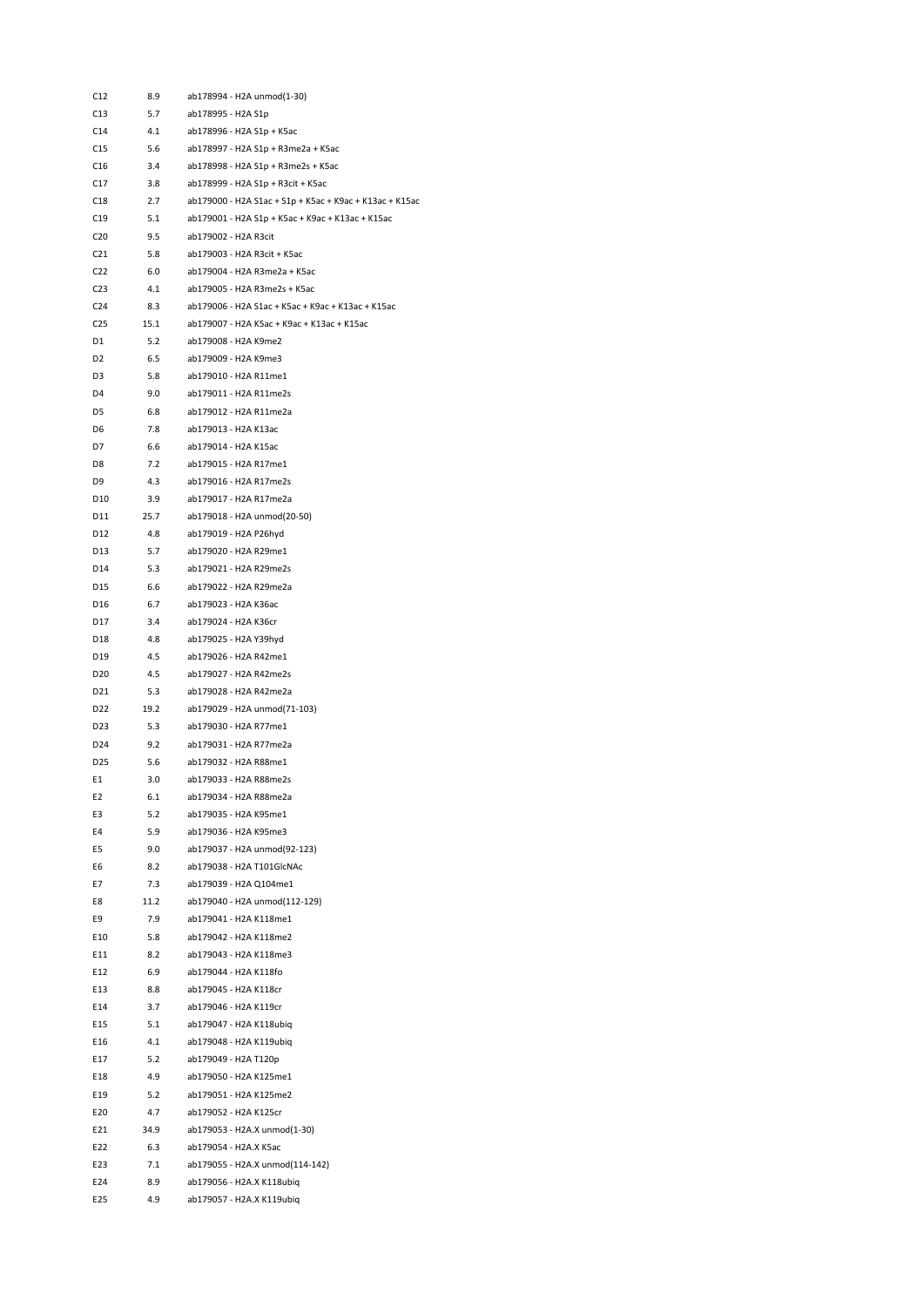| | | |
|---|---|---|
| C12 | 8.9 | ab178994 - H2A unmod(1-30) |
| C13 | 5.7 | ab178995 - H2A S1p |
| C14 | 4.1 | ab178996 - H2A S1p + K5ac |
| C15 | 5.6 | ab178997 - H2A S1p + R3me2a + K5ac |
| C16 | 3.4 | ab178998 - H2A S1p + R3me2s + K5ac |
| C17 | 3.8 | ab178999 - H2A S1p + R3cit + K5ac |
| C18 | 2.7 | ab179000 - H2A S1ac + S1p + K5ac + K9ac + K13ac + K15ac |
| C19 | 5.1 | ab179001 - H2A S1p + K5ac + K9ac + K13ac + K15ac |
| C20 | 9.5 | ab179002 - H2A R3cit |
| C21 | 5.8 | ab179003 - H2A R3cit + K5ac |
| C22 | 6.0 | ab179004 - H2A R3me2a + K5ac |
| C23 | 4.1 | ab179005 - H2A R3me2s + K5ac |
| C24 | 8.3 | ab179006 - H2A S1ac + K5ac + K9ac + K13ac + K15ac |
| C25 | 15.1 | ab179007 - H2A K5ac + K9ac + K13ac + K15ac |
| D1 | 5.2 | ab179008 - H2A K9me2 |
| D2 | 6.5 | ab179009 - H2A K9me3 |
| D3 | 5.8 | ab179010 - H2A R11me1 |
| D4 | 9.0 | ab179011 - H2A R11me2s |
| D5 | 6.8 | ab179012 - H2A R11me2a |
| D6 | 7.8 | ab179013 - H2A K13ac |
| D7 | 6.6 | ab179014 - H2A K15ac |
| D8 | 7.2 | ab179015 - H2A R17me1 |
| D9 | 4.3 | ab179016 - H2A R17me2s |
| D10 | 3.9 | ab179017 - H2A R17me2a |
| D11 | 25.7 | ab179018 - H2A unmod(20-50) |
| D12 | 4.8 | ab179019 - H2A P26hyd |
| D13 | 5.7 | ab179020 - H2A R29me1 |
| D14 | 5.3 | ab179021 - H2A R29me2s |
| D15 | 6.6 | ab179022 - H2A R29me2a |
| D16 | 6.7 | ab179023 - H2A K36ac |
| D17 | 3.4 | ab179024 - H2A K36cr |
| D18 | 4.8 | ab179025 - H2A Y39hyd |
| D19 | 4.5 | ab179026 - H2A R42me1 |
| D20 | 4.5 | ab179027 - H2A R42me2s |
| D21 | 5.3 | ab179028 - H2A R42me2a |
| D22 | 19.2 | ab179029 - H2A unmod(71-103) |
| D23 | 5.3 | ab179030 - H2A R77me1 |
| D24 | 9.2 | ab179031 - H2A R77me2a |
| D25 | 5.6 | ab179032 - H2A R88me1 |
| E1 | 3.0 | ab179033 - H2A R88me2s |
| E2 | 6.1 | ab179034 - H2A R88me2a |
| E3 | 5.2 | ab179035 - H2A K95me1 |
| E4 | 5.9 | ab179036 - H2A K95me3 |
| E5 | 9.0 | ab179037 - H2A unmod(92-123) |
| E6 | 8.2 | ab179038 - H2A T101GlcNAc |
| E7 | 7.3 | ab179039 - H2A Q104me1 |
| E8 | 11.2 | ab179040 - H2A unmod(112-129) |
| E9 | 7.9 | ab179041 - H2A K118me1 |
| E10 | 5.8 | ab179042 - H2A K118me2 |
| E11 | 8.2 | ab179043 - H2A K118me3 |
| E12 | 6.9 | ab179044 - H2A K118fo |
| E13 | 8.8 | ab179045 - H2A K118cr |
| E14 | 3.7 | ab179046 - H2A K119cr |
| E15 | 5.1 | ab179047 - H2A K118ubiq |
| E16 | 4.1 | ab179048 - H2A K119ubiq |
| E17 | 5.2 | ab179049 - H2A T120p |
| E18 | 4.9 | ab179050 - H2A K125me1 |
| E19 | 5.2 | ab179051 - H2A K125me2 |
| E20 | 4.7 | ab179052 - H2A K125cr |
| E21 | 34.9 | ab179053 - H2A.X unmod(1-30) |
| E22 | 6.3 | ab179054 - H2A.X K5ac |
| E23 | 7.1 | ab179055 - H2A.X unmod(114-142) |
| E24 | 8.9 | ab179056 - H2A.X K118ubiq |
| E25 | 4.9 | ab179057 - H2A.X K119ubiq |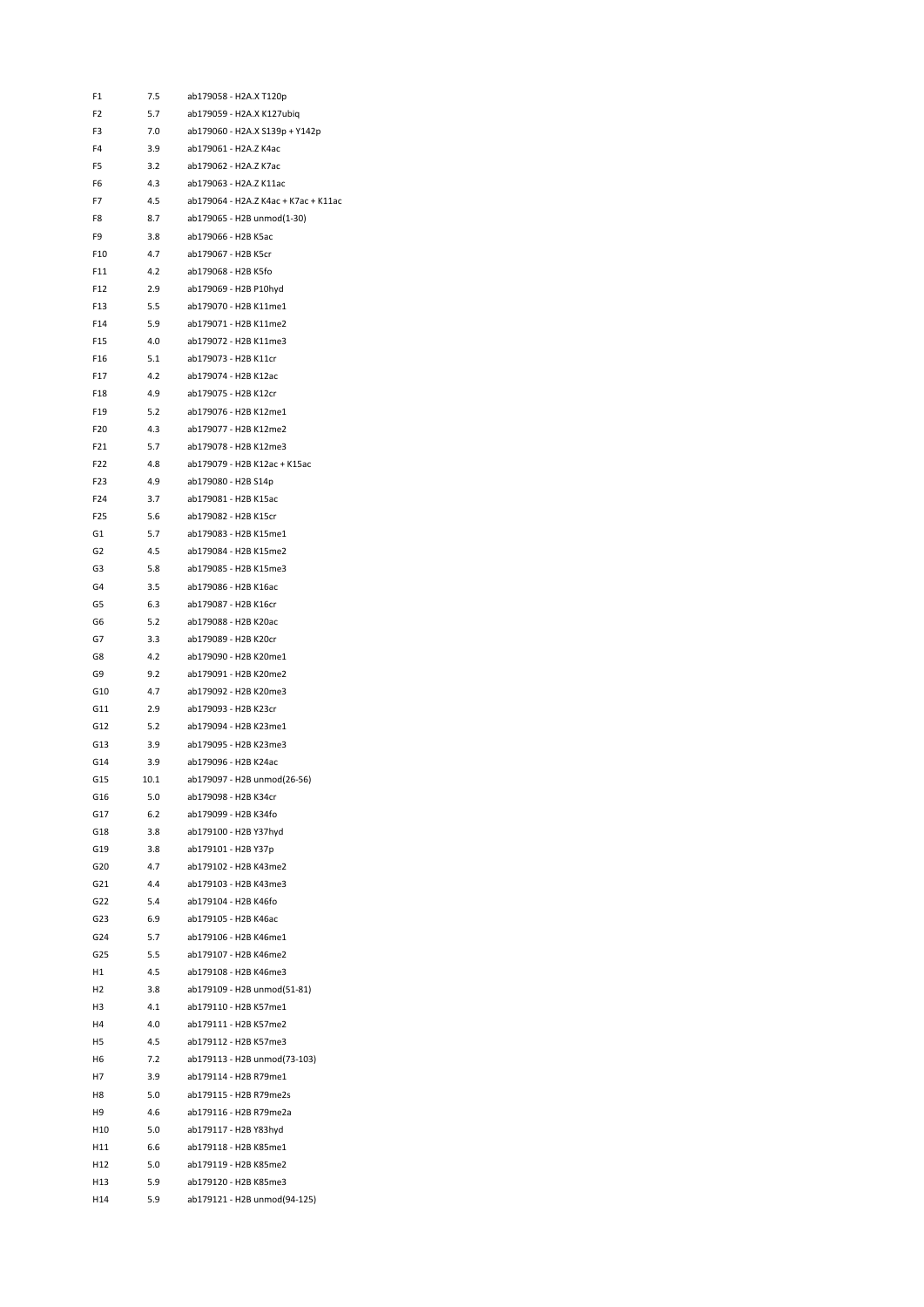| | | |
|---|---|---|
| F1 | 7.5 | ab179058 - H2A.X T120p |
| F2 | 5.7 | ab179059 - H2A.X K127ubiq |
| F3 | 7.0 | ab179060 - H2A.X S139p + Y142p |
| F4 | 3.9 | ab179061 - H2A.Z K4ac |
| F5 | 3.2 | ab179062 - H2A.Z K7ac |
| F6 | 4.3 | ab179063 - H2A.Z K11ac |
| F7 | 4.5 | ab179064 - H2A.Z K4ac + K7ac + K11ac |
| F8 | 8.7 | ab179065 - H2B unmod(1-30) |
| F9 | 3.8 | ab179066 - H2B K5ac |
| F10 | 4.7 | ab179067 - H2B K5cr |
| F11 | 4.2 | ab179068 - H2B K5fo |
| F12 | 2.9 | ab179069 - H2B P10hyd |
| F13 | 5.5 | ab179070 - H2B K11me1 |
| F14 | 5.9 | ab179071 - H2B K11me2 |
| F15 | 4.0 | ab179072 - H2B K11me3 |
| F16 | 5.1 | ab179073 - H2B K11cr |
| F17 | 4.2 | ab179074 - H2B K12ac |
| F18 | 4.9 | ab179075 - H2B K12cr |
| F19 | 5.2 | ab179076 - H2B K12me1 |
| F20 | 4.3 | ab179077 - H2B K12me2 |
| F21 | 5.7 | ab179078 - H2B K12me3 |
| F22 | 4.8 | ab179079 - H2B K12ac + K15ac |
| F23 | 4.9 | ab179080 - H2B S14p |
| F24 | 3.7 | ab179081 - H2B K15ac |
| F25 | 5.6 | ab179082 - H2B K15cr |
| G1 | 5.7 | ab179083 - H2B K15me1 |
| G2 | 4.5 | ab179084 - H2B K15me2 |
| G3 | 5.8 | ab179085 - H2B K15me3 |
| G4 | 3.5 | ab179086 - H2B K16ac |
| G5 | 6.3 | ab179087 - H2B K16cr |
| G6 | 5.2 | ab179088 - H2B K20ac |
| G7 | 3.3 | ab179089 - H2B K20cr |
| G8 | 4.2 | ab179090 - H2B K20me1 |
| G9 | 9.2 | ab179091 - H2B K20me2 |
| G10 | 4.7 | ab179092 - H2B K20me3 |
| G11 | 2.9 | ab179093 - H2B K23cr |
| G12 | 5.2 | ab179094 - H2B K23me1 |
| G13 | 3.9 | ab179095 - H2B K23me3 |
| G14 | 3.9 | ab179096 - H2B K24ac |
| G15 | 10.1 | ab179097 - H2B unmod(26-56) |
| G16 | 5.0 | ab179098 - H2B K34cr |
| G17 | 6.2 | ab179099 - H2B K34fo |
| G18 | 3.8 | ab179100 - H2B Y37hyd |
| G19 | 3.8 | ab179101 - H2B Y37p |
| G20 | 4.7 | ab179102 - H2B K43me2 |
| G21 | 4.4 | ab179103 - H2B K43me3 |
| G22 | 5.4 | ab179104 - H2B K46fo |
| G23 | 6.9 | ab179105 - H2B K46ac |
| G24 | 5.7 | ab179106 - H2B K46me1 |
| G25 | 5.5 | ab179107 - H2B K46me2 |
| H1 | 4.5 | ab179108 - H2B K46me3 |
| H2 | 3.8 | ab179109 - H2B unmod(51-81) |
| H3 | 4.1 | ab179110 - H2B K57me1 |
| H4 | 4.0 | ab179111 - H2B K57me2 |
| H5 | 4.5 | ab179112 - H2B K57me3 |
| H6 | 7.2 | ab179113 - H2B unmod(73-103) |
| H7 | 3.9 | ab179114 - H2B R79me1 |
| H8 | 5.0 | ab179115 - H2B R79me2s |
| H9 | 4.6 | ab179116 - H2B R79me2a |
| H10 | 5.0 | ab179117 - H2B Y83hyd |
| H11 | 6.6 | ab179118 - H2B K85me1 |
| H12 | 5.0 | ab179119 - H2B K85me2 |
| H13 | 5.9 | ab179120 - H2B K85me3 |
| H14 | 5.9 | ab179121 - H2B unmod(94-125) |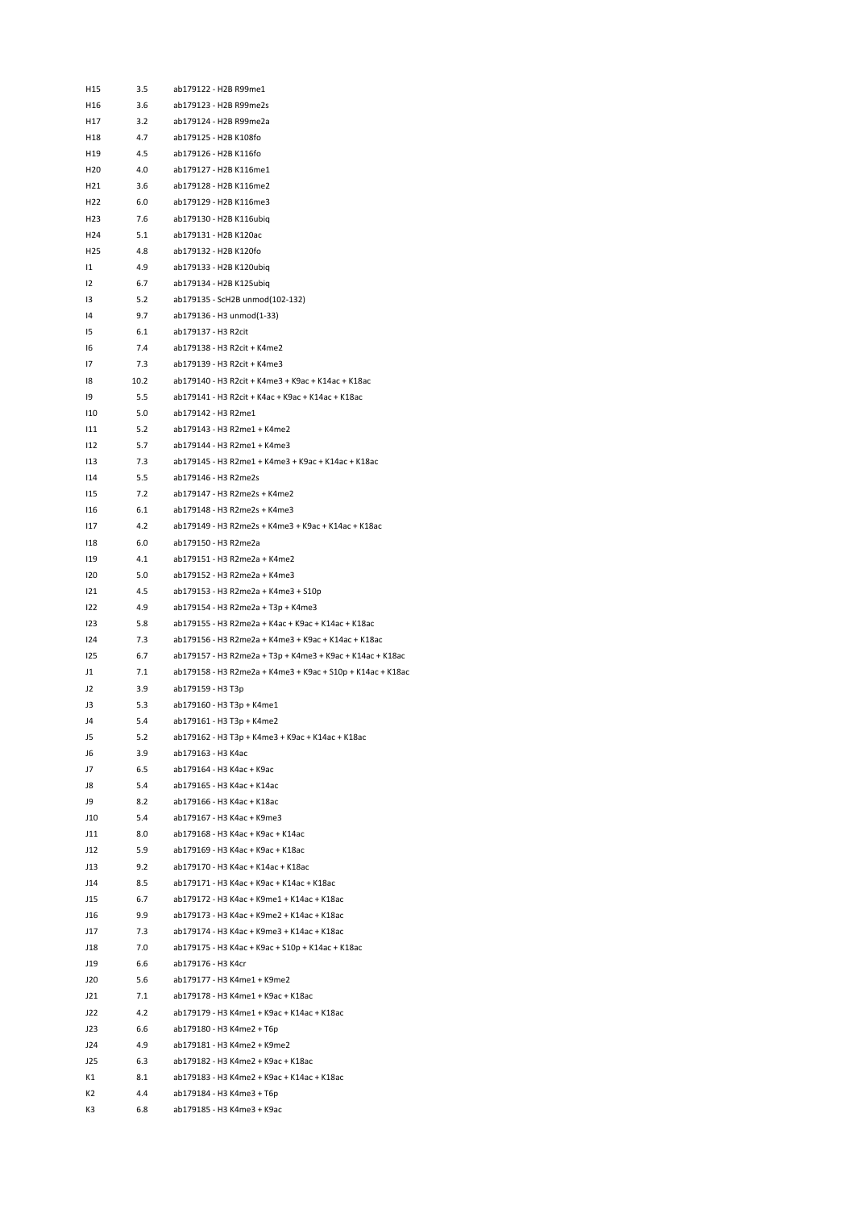| | | |
|---|---|---|
| H15 | 3.5 | ab179122 - H2B R99me1 |
| H16 | 3.6 | ab179123 - H2B R99me2s |
| H17 | 3.2 | ab179124 - H2B R99me2a |
| H18 | 4.7 | ab179125 - H2B K108fo |
| H19 | 4.5 | ab179126 - H2B K116fo |
| H20 | 4.0 | ab179127 - H2B K116me1 |
| H21 | 3.6 | ab179128 - H2B K116me2 |
| H22 | 6.0 | ab179129 - H2B K116me3 |
| H23 | 7.6 | ab179130 - H2B K116ubiq |
| H24 | 5.1 | ab179131 - H2B K120ac |
| H25 | 4.8 | ab179132 - H2B K120fo |
| I1 | 4.9 | ab179133 - H2B K120ubiq |
| I2 | 6.7 | ab179134 - H2B K125ubiq |
| I3 | 5.2 | ab179135 - ScH2B unmod(102-132) |
| I4 | 9.7 | ab179136 - H3 unmod(1-33) |
| I5 | 6.1 | ab179137 - H3 R2cit |
| I6 | 7.4 | ab179138 - H3 R2cit + K4me2 |
| I7 | 7.3 | ab179139 - H3 R2cit + K4me3 |
| I8 | 10.2 | ab179140 - H3 R2cit + K4me3 + K9ac + K14ac + K18ac |
| I9 | 5.5 | ab179141 - H3 R2cit + K4ac + K9ac + K14ac + K18ac |
| I10 | 5.0 | ab179142 - H3 R2me1 |
| I11 | 5.2 | ab179143 - H3 R2me1 + K4me2 |
| I12 | 5.7 | ab179144 - H3 R2me1 + K4me3 |
| I13 | 7.3 | ab179145 - H3 R2me1 + K4me3 + K9ac + K14ac + K18ac |
| I14 | 5.5 | ab179146 - H3 R2me2s |
| I15 | 7.2 | ab179147 - H3 R2me2s + K4me2 |
| I16 | 6.1 | ab179148 - H3 R2me2s + K4me3 |
| I17 | 4.2 | ab179149 - H3 R2me2s + K4me3 + K9ac + K14ac + K18ac |
| I18 | 6.0 | ab179150 - H3 R2me2a |
| I19 | 4.1 | ab179151 - H3 R2me2a + K4me2 |
| I20 | 5.0 | ab179152 - H3 R2me2a + K4me3 |
| I21 | 4.5 | ab179153 - H3 R2me2a + K4me3 + S10p |
| I22 | 4.9 | ab179154 - H3 R2me2a + T3p + K4me3 |
| I23 | 5.8 | ab179155 - H3 R2me2a + K4ac + K9ac + K14ac + K18ac |
| I24 | 7.3 | ab179156 - H3 R2me2a + K4me3 + K9ac + K14ac + K18ac |
| I25 | 6.7 | ab179157 - H3 R2me2a + T3p + K4me3 + K9ac + K14ac + K18ac |
| J1 | 7.1 | ab179158 - H3 R2me2a + K4me3 + K9ac + S10p + K14ac + K18ac |
| J2 | 3.9 | ab179159 - H3 T3p |
| J3 | 5.3 | ab179160 - H3 T3p + K4me1 |
| J4 | 5.4 | ab179161 - H3 T3p + K4me2 |
| J5 | 5.2 | ab179162 - H3 T3p + K4me3 + K9ac + K14ac + K18ac |
| J6 | 3.9 | ab179163 - H3 K4ac |
| J7 | 6.5 | ab179164 - H3 K4ac + K9ac |
| J8 | 5.4 | ab179165 - H3 K4ac + K14ac |
| J9 | 8.2 | ab179166 - H3 K4ac + K18ac |
| J10 | 5.4 | ab179167 - H3 K4ac + K9me3 |
| J11 | 8.0 | ab179168 - H3 K4ac + K9ac + K14ac |
| J12 | 5.9 | ab179169 - H3 K4ac + K9ac + K18ac |
| J13 | 9.2 | ab179170 - H3 K4ac + K14ac + K18ac |
| J14 | 8.5 | ab179171 - H3 K4ac + K9ac + K14ac + K18ac |
| J15 | 6.7 | ab179172 - H3 K4ac + K9me1 + K14ac + K18ac |
| J16 | 9.9 | ab179173 - H3 K4ac + K9me2 + K14ac + K18ac |
| J17 | 7.3 | ab179174 - H3 K4ac + K9me3 + K14ac + K18ac |
| J18 | 7.0 | ab179175 - H3 K4ac + K9ac + S10p + K14ac + K18ac |
| J19 | 6.6 | ab179176 - H3 K4cr |
| J20 | 5.6 | ab179177 - H3 K4me1 + K9me2 |
| J21 | 7.1 | ab179178 - H3 K4me1 + K9ac + K18ac |
| J22 | 4.2 | ab179179 - H3 K4me1 + K9ac + K14ac + K18ac |
| J23 | 6.6 | ab179180 - H3 K4me2 + T6p |
| J24 | 4.9 | ab179181 - H3 K4me2 + K9me2 |
| J25 | 6.3 | ab179182 - H3 K4me2 + K9ac + K18ac |
| K1 | 8.1 | ab179183 - H3 K4me2 + K9ac + K14ac + K18ac |
| K2 | 4.4 | ab179184 - H3 K4me3 + T6p |
| K3 | 6.8 | ab179185 - H3 K4me3 + K9ac |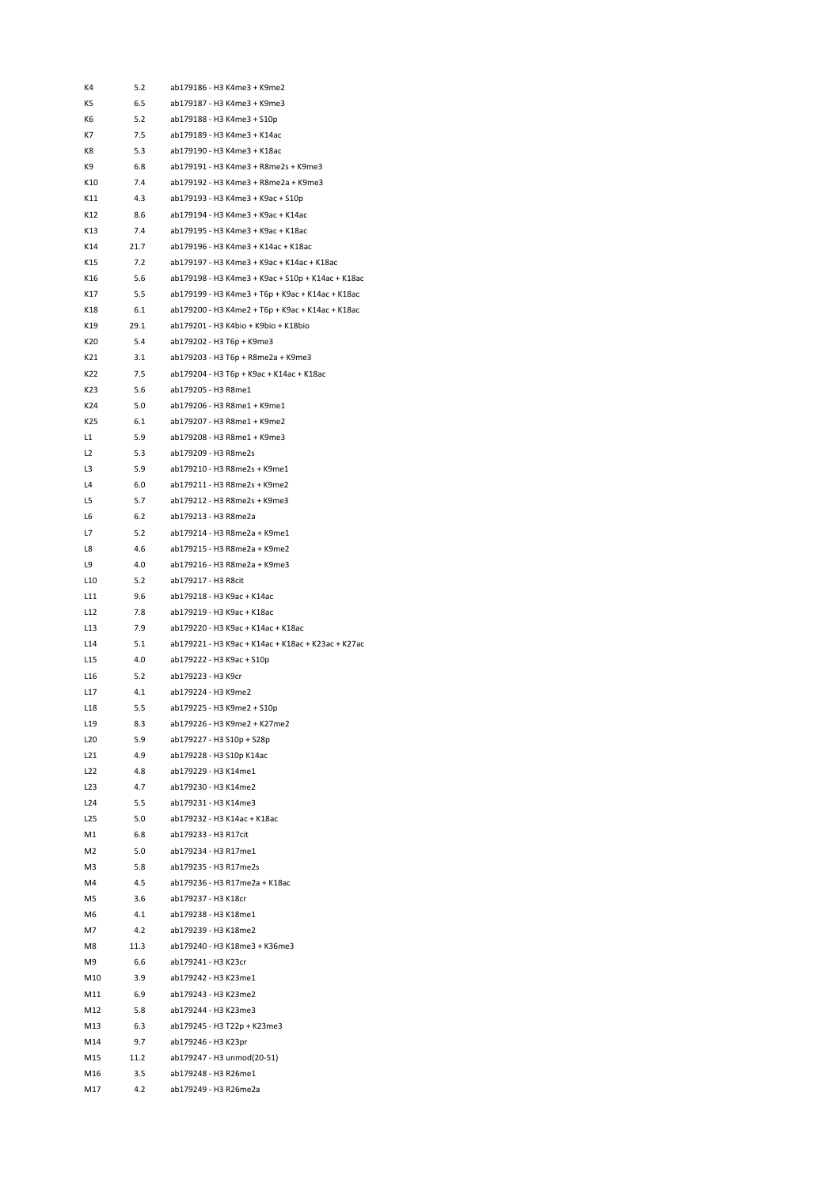| | | |
|---|---|---|
| K4 | 5.2 | ab179186 - H3 K4me3 + K9me2 |
| K5 | 6.5 | ab179187 - H3 K4me3 + K9me3 |
| K6 | 5.2 | ab179188 - H3 K4me3 + S10p |
| K7 | 7.5 | ab179189 - H3 K4me3 + K14ac |
| K8 | 5.3 | ab179190 - H3 K4me3 + K18ac |
| K9 | 6.8 | ab179191 - H3 K4me3 + R8me2s + K9me3 |
| K10 | 7.4 | ab179192 - H3 K4me3 + R8me2a + K9me3 |
| K11 | 4.3 | ab179193 - H3 K4me3 + K9ac + S10p |
| K12 | 8.6 | ab179194 - H3 K4me3 + K9ac + K14ac |
| K13 | 7.4 | ab179195 - H3 K4me3 + K9ac + K18ac |
| K14 | 21.7 | ab179196 - H3 K4me3 + K14ac + K18ac |
| K15 | 7.2 | ab179197 - H3 K4me3 + K9ac + K14ac + K18ac |
| K16 | 5.6 | ab179198 - H3 K4me3 + K9ac + S10p + K14ac + K18ac |
| K17 | 5.5 | ab179199 - H3 K4me3 + T6p + K9ac + K14ac + K18ac |
| K18 | 6.1 | ab179200 - H3 K4me2 + T6p + K9ac + K14ac + K18ac |
| K19 | 29.1 | ab179201 - H3 K4bio + K9bio + K18bio |
| K20 | 5.4 | ab179202 - H3 T6p + K9me3 |
| K21 | 3.1 | ab179203 - H3 T6p + R8me2a + K9me3 |
| K22 | 7.5 | ab179204 - H3 T6p + K9ac + K14ac + K18ac |
| K23 | 5.6 | ab179205 - H3 R8me1 |
| K24 | 5.0 | ab179206 - H3 R8me1 + K9me1 |
| K25 | 6.1 | ab179207 - H3 R8me1 + K9me2 |
| L1 | 5.9 | ab179208 - H3 R8me1 + K9me3 |
| L2 | 5.3 | ab179209 - H3 R8me2s |
| L3 | 5.9 | ab179210 - H3 R8me2s + K9me1 |
| L4 | 6.0 | ab179211 - H3 R8me2s + K9me2 |
| L5 | 5.7 | ab179212 - H3 R8me2s + K9me3 |
| L6 | 6.2 | ab179213 - H3 R8me2a |
| L7 | 5.2 | ab179214 - H3 R8me2a + K9me1 |
| L8 | 4.6 | ab179215 - H3 R8me2a + K9me2 |
| L9 | 4.0 | ab179216 - H3 R8me2a + K9me3 |
| L10 | 5.2 | ab179217 - H3 R8cit |
| L11 | 9.6 | ab179218 - H3 K9ac + K14ac |
| L12 | 7.8 | ab179219 - H3 K9ac + K18ac |
| L13 | 7.9 | ab179220 - H3 K9ac + K14ac + K18ac |
| L14 | 5.1 | ab179221 - H3 K9ac + K14ac + K18ac + K23ac + K27ac |
| L15 | 4.0 | ab179222 - H3 K9ac + S10p |
| L16 | 5.2 | ab179223 - H3 K9cr |
| L17 | 4.1 | ab179224 - H3 K9me2 |
| L18 | 5.5 | ab179225 - H3 K9me2 + S10p |
| L19 | 8.3 | ab179226 - H3 K9me2 + K27me2 |
| L20 | 5.9 | ab179227 - H3 S10p + S28p |
| L21 | 4.9 | ab179228 - H3 S10p K14ac |
| L22 | 4.8 | ab179229 - H3 K14me1 |
| L23 | 4.7 | ab179230 - H3 K14me2 |
| L24 | 5.5 | ab179231 - H3 K14me3 |
| L25 | 5.0 | ab179232 - H3 K14ac + K18ac |
| M1 | 6.8 | ab179233 - H3 R17cit |
| M2 | 5.0 | ab179234 - H3 R17me1 |
| M3 | 5.8 | ab179235 - H3 R17me2s |
| M4 | 4.5 | ab179236 - H3 R17me2a + K18ac |
| M5 | 3.6 | ab179237 - H3 K18cr |
| M6 | 4.1 | ab179238 - H3 K18me1 |
| M7 | 4.2 | ab179239 - H3 K18me2 |
| M8 | 11.3 | ab179240 - H3 K18me3 + K36me3 |
| M9 | 6.6 | ab179241 - H3 K23cr |
| M10 | 3.9 | ab179242 - H3 K23me1 |
| M11 | 6.9 | ab179243 - H3 K23me2 |
| M12 | 5.8 | ab179244 - H3 K23me3 |
| M13 | 6.3 | ab179245 - H3 T22p + K23me3 |
| M14 | 9.7 | ab179246 - H3 K23pr |
| M15 | 11.2 | ab179247 - H3 unmod(20-51) |
| M16 | 3.5 | ab179248 - H3 R26me1 |
| M17 | 4.2 | ab179249 - H3 R26me2a |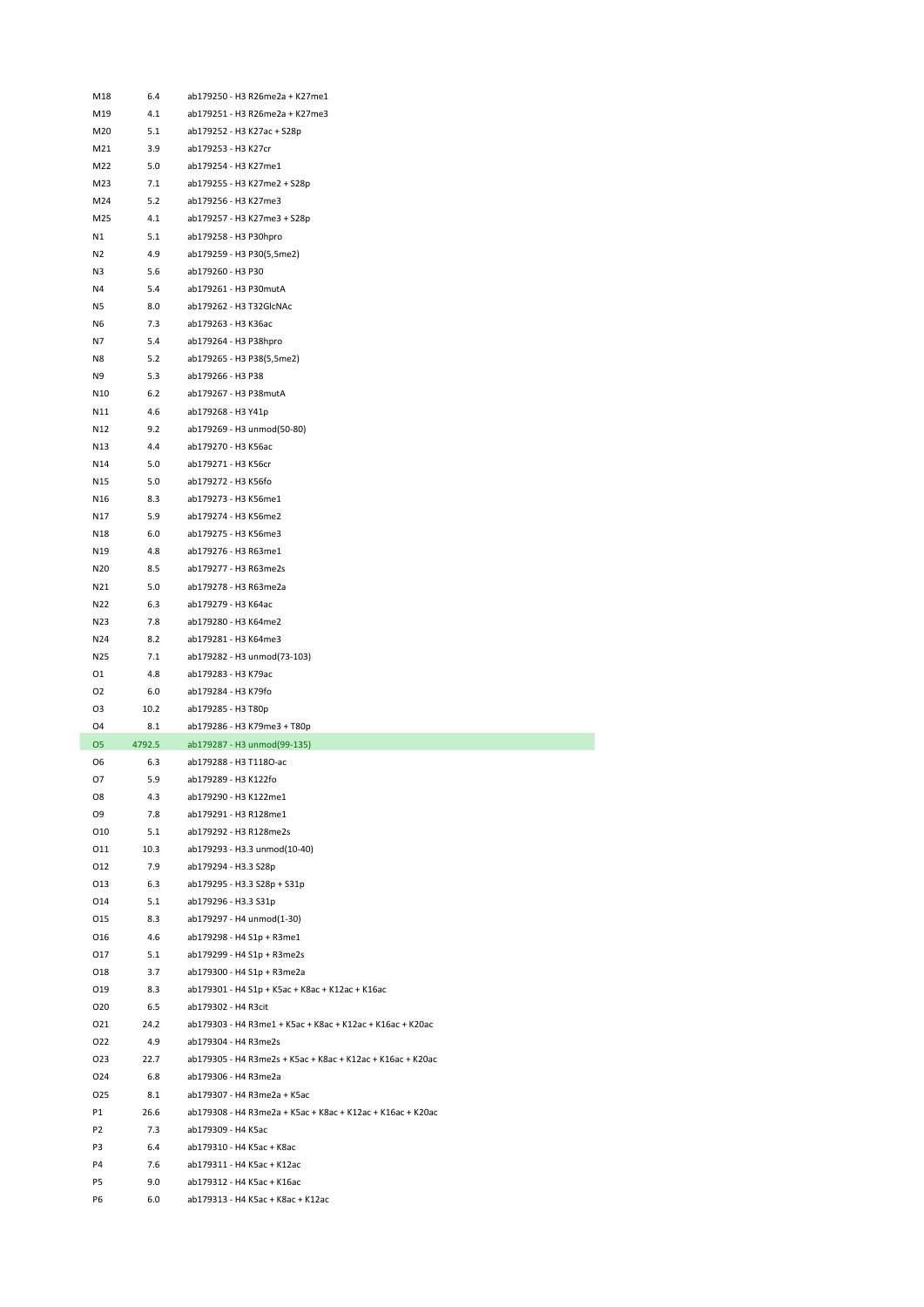| | | |
|---|---|---|
| M18 | 6.4 | ab179250 - H3 R26me2a + K27me1 |
| M19 | 4.1 | ab179251 - H3 R26me2a + K27me3 |
| M20 | 5.1 | ab179252 - H3 K27ac + S28p |
| M21 | 3.9 | ab179253 - H3 K27cr |
| M22 | 5.0 | ab179254 - H3 K27me1 |
| M23 | 7.1 | ab179255 - H3 K27me2 + S28p |
| M24 | 5.2 | ab179256 - H3 K27me3 |
| M25 | 4.1 | ab179257 - H3 K27me3 + S28p |
| N1 | 5.1 | ab179258 - H3 P30hpro |
| N2 | 4.9 | ab179259 - H3 P30(5,5me2) |
| N3 | 5.6 | ab179260 - H3 P30 |
| N4 | 5.4 | ab179261 - H3 P30mutA |
| N5 | 8.0 | ab179262 - H3 T32GlcNAc |
| N6 | 7.3 | ab179263 - H3 K36ac |
| N7 | 5.4 | ab179264 - H3 P38hpro |
| N8 | 5.2 | ab179265 - H3 P38(5,5me2) |
| N9 | 5.3 | ab179266 - H3 P38 |
| N10 | 6.2 | ab179267 - H3 P38mutA |
| N11 | 4.6 | ab179268 - H3 Y41p |
| N12 | 9.2 | ab179269 - H3 unmod(50-80) |
| N13 | 4.4 | ab179270 - H3 K56ac |
| N14 | 5.0 | ab179271 - H3 K56cr |
| N15 | 5.0 | ab179272 - H3 K56fo |
| N16 | 8.3 | ab179273 - H3 K56me1 |
| N17 | 5.9 | ab179274 - H3 K56me2 |
| N18 | 6.0 | ab179275 - H3 K56me3 |
| N19 | 4.8 | ab179276 - H3 R63me1 |
| N20 | 8.5 | ab179277 - H3 R63me2s |
| N21 | 5.0 | ab179278 - H3 R63me2a |
| N22 | 6.3 | ab179279 - H3 K64ac |
| N23 | 7.8 | ab179280 - H3 K64me2 |
| N24 | 8.2 | ab179281 - H3 K64me3 |
| N25 | 7.1 | ab179282 - H3 unmod(73-103) |
| O1 | 4.8 | ab179283 - H3 K79ac |
| O2 | 6.0 | ab179284 - H3 K79fo |
| O3 | 10.2 | ab179285 - H3 T80p |
| O4 | 8.1 | ab179286 - H3 K79me3 + T80p |
| O5 | 4792.5 | ab179287 - H3 unmod(99-135) |
| O6 | 6.3 | ab179288 - H3 T118O-ac |
| O7 | 5.9 | ab179289 - H3 K122fo |
| O8 | 4.3 | ab179290 - H3 K122me1 |
| O9 | 7.8 | ab179291 - H3 R128me1 |
| O10 | 5.1 | ab179292 - H3 R128me2s |
| O11 | 10.3 | ab179293 - H3.3 unmod(10-40) |
| O12 | 7.9 | ab179294 - H3.3 S28p |
| O13 | 6.3 | ab179295 - H3.3 S28p + S31p |
| O14 | 5.1 | ab179296 - H3.3 S31p |
| O15 | 8.3 | ab179297 - H4 unmod(1-30) |
| O16 | 4.6 | ab179298 - H4 S1p + R3me1 |
| O17 | 5.1 | ab179299 - H4 S1p + R3me2s |
| O18 | 3.7 | ab179300 - H4 S1p + R3me2a |
| O19 | 8.3 | ab179301 - H4 S1p + K5ac + K8ac + K12ac + K16ac |
| O20 | 6.5 | ab179302 - H4 R3cit |
| O21 | 24.2 | ab179303 - H4 R3me1 + K5ac + K8ac + K12ac + K16ac + K20ac |
| O22 | 4.9 | ab179304 - H4 R3me2s |
| O23 | 22.7 | ab179305 - H4 R3me2s + K5ac + K8ac + K12ac + K16ac + K20ac |
| O24 | 6.8 | ab179306 - H4 R3me2a |
| O25 | 8.1 | ab179307 - H4 R3me2a + K5ac |
| P1 | 26.6 | ab179308 - H4 R3me2a + K5ac + K8ac + K12ac + K16ac + K20ac |
| P2 | 7.3 | ab179309 - H4 K5ac |
| P3 | 6.4 | ab179310 - H4 K5ac + K8ac |
| P4 | 7.6 | ab179311 - H4 K5ac + K12ac |
| P5 | 9.0 | ab179312 - H4 K5ac + K16ac |
| P6 | 6.0 | ab179313 - H4 K5ac + K8ac + K12ac |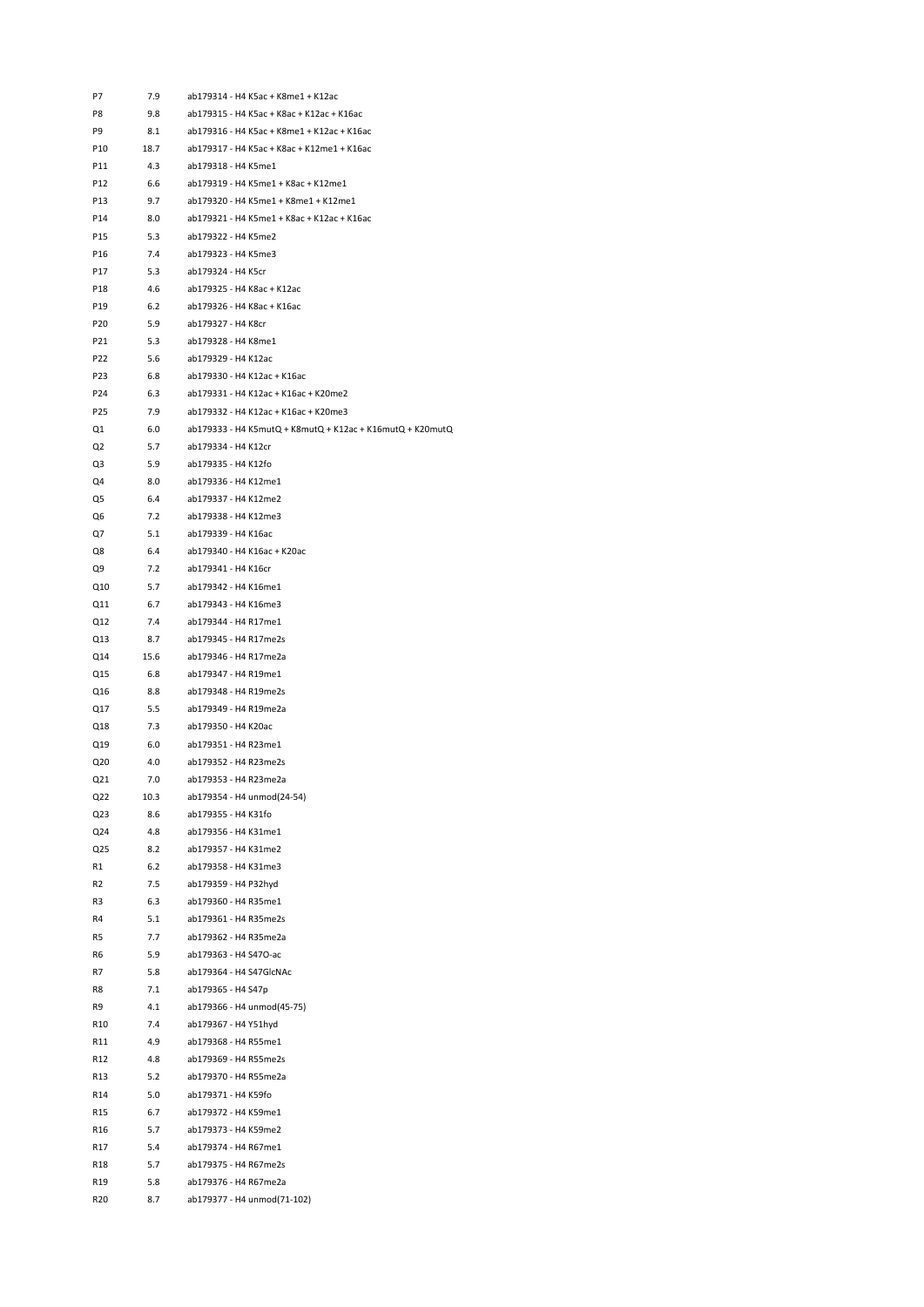| | | |
|---|---|---|
| P7 | 7.9 | ab179314 - H4 K5ac + K8me1 + K12ac |
| P8 | 9.8 | ab179315 - H4 K5ac + K8ac + K12ac + K16ac |
| P9 | 8.1 | ab179316 - H4 K5ac + K8me1 + K12ac + K16ac |
| P10 | 18.7 | ab179317 - H4 K5ac + K8ac + K12me1 + K16ac |
| P11 | 4.3 | ab179318 - H4 K5me1 |
| P12 | 6.6 | ab179319 - H4 K5me1 + K8ac + K12me1 |
| P13 | 9.7 | ab179320 - H4 K5me1 + K8me1 + K12me1 |
| P14 | 8.0 | ab179321 - H4 K5me1 + K8ac + K12ac + K16ac |
| P15 | 5.3 | ab179322 - H4 K5me2 |
| P16 | 7.4 | ab179323 - H4 K5me3 |
| P17 | 5.3 | ab179324 - H4 K5cr |
| P18 | 4.6 | ab179325 - H4 K8ac + K12ac |
| P19 | 6.2 | ab179326 - H4 K8ac + K16ac |
| P20 | 5.9 | ab179327 - H4 K8cr |
| P21 | 5.3 | ab179328 - H4 K8me1 |
| P22 | 5.6 | ab179329 - H4 K12ac |
| P23 | 6.8 | ab179330 - H4 K12ac + K16ac |
| P24 | 6.3 | ab179331 - H4 K12ac + K16ac + K20me2 |
| P25 | 7.9 | ab179332 - H4 K12ac + K16ac + K20me3 |
| Q1 | 6.0 | ab179333 - H4 K5mutQ + K8mutQ + K12ac + K16mutQ + K20mutQ |
| Q2 | 5.7 | ab179334 - H4 K12cr |
| Q3 | 5.9 | ab179335 - H4 K12fo |
| Q4 | 8.0 | ab179336 - H4 K12me1 |
| Q5 | 6.4 | ab179337 - H4 K12me2 |
| Q6 | 7.2 | ab179338 - H4 K12me3 |
| Q7 | 5.1 | ab179339 - H4 K16ac |
| Q8 | 6.4 | ab179340 - H4 K16ac + K20ac |
| Q9 | 7.2 | ab179341 - H4 K16cr |
| Q10 | 5.7 | ab179342 - H4 K16me1 |
| Q11 | 6.7 | ab179343 - H4 K16me3 |
| Q12 | 7.4 | ab179344 - H4 R17me1 |
| Q13 | 8.7 | ab179345 - H4 R17me2s |
| Q14 | 15.6 | ab179346 - H4 R17me2a |
| Q15 | 6.8 | ab179347 - H4 R19me1 |
| Q16 | 8.8 | ab179348 - H4 R19me2s |
| Q17 | 5.5 | ab179349 - H4 R19me2a |
| Q18 | 7.3 | ab179350 - H4 K20ac |
| Q19 | 6.0 | ab179351 - H4 R23me1 |
| Q20 | 4.0 | ab179352 - H4 R23me2s |
| Q21 | 7.0 | ab179353 - H4 R23me2a |
| Q22 | 10.3 | ab179354 - H4 unmod(24-54) |
| Q23 | 8.6 | ab179355 - H4 K31fo |
| Q24 | 4.8 | ab179356 - H4 K31me1 |
| Q25 | 8.2 | ab179357 - H4 K31me2 |
| R1 | 6.2 | ab179358 - H4 K31me3 |
| R2 | 7.5 | ab179359 - H4 P32hyd |
| R3 | 6.3 | ab179360 - H4 R35me1 |
| R4 | 5.1 | ab179361 - H4 R35me2s |
| R5 | 7.7 | ab179362 - H4 R35me2a |
| R6 | 5.9 | ab179363 - H4 S47O-ac |
| R7 | 5.8 | ab179364 - H4 S47GlcNAc |
| R8 | 7.1 | ab179365 - H4 S47p |
| R9 | 4.1 | ab179366 - H4 unmod(45-75) |
| R10 | 7.4 | ab179367 - H4 Y51hyd |
| R11 | 4.9 | ab179368 - H4 R55me1 |
| R12 | 4.8 | ab179369 - H4 R55me2s |
| R13 | 5.2 | ab179370 - H4 R55me2a |
| R14 | 5.0 | ab179371 - H4 K59fo |
| R15 | 6.7 | ab179372 - H4 K59me1 |
| R16 | 5.7 | ab179373 - H4 K59me2 |
| R17 | 5.4 | ab179374 - H4 R67me1 |
| R18 | 5.7 | ab179375 - H4 R67me2s |
| R19 | 5.8 | ab179376 - H4 R67me2a |
| R20 | 8.7 | ab179377 - H4 unmod(71-102) |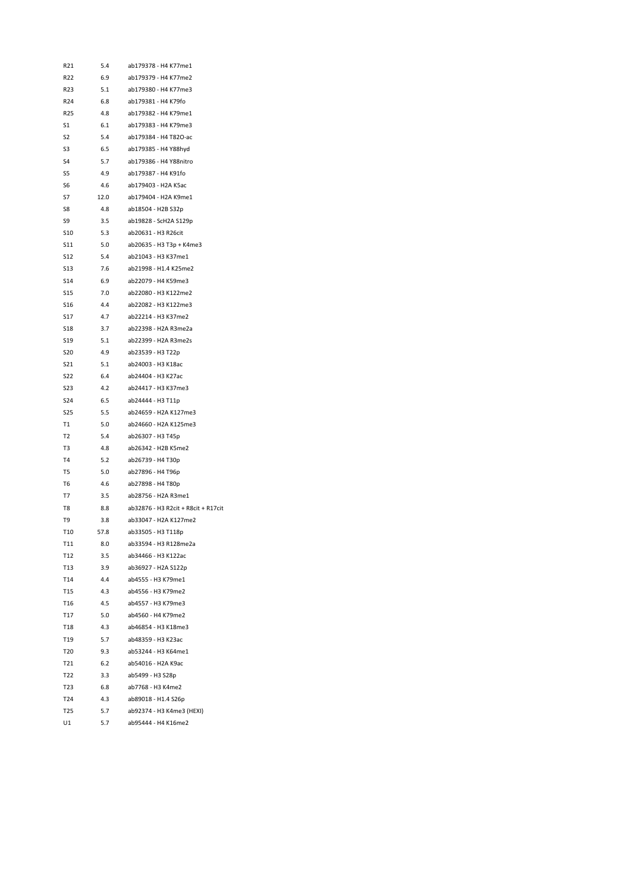| | | |
|---|---|---|
| R21 | 5.4 | ab179378 - H4 K77me1 |
| R22 | 6.9 | ab179379 - H4 K77me2 |
| R23 | 5.1 | ab179380 - H4 K77me3 |
| R24 | 6.8 | ab179381 - H4 K79fo |
| R25 | 4.8 | ab179382 - H4 K79me1 |
| S1 | 6.1 | ab179383 - H4 K79me3 |
| S2 | 5.4 | ab179384 - H4 T82O-ac |
| S3 | 6.5 | ab179385 - H4 Y88hyd |
| S4 | 5.7 | ab179386 - H4 Y88nitro |
| S5 | 4.9 | ab179387 - H4 K91fo |
| S6 | 4.6 | ab179403 - H2A K5ac |
| S7 | 12.0 | ab179404 - H2A K9me1 |
| S8 | 4.8 | ab18504 - H2B S32p |
| S9 | 3.5 | ab19828 - ScH2A S129p |
| S10 | 5.3 | ab20631 - H3 R26cit |
| S11 | 5.0 | ab20635 - H3 T3p + K4me3 |
| S12 | 5.4 | ab21043 - H3 K37me1 |
| S13 | 7.6 | ab21998 - H1.4 K25me2 |
| S14 | 6.9 | ab22079 - H4 K59me3 |
| S15 | 7.0 | ab22080 - H3 K122me2 |
| S16 | 4.4 | ab22082 - H3 K122me3 |
| S17 | 4.7 | ab22214 - H3 K37me2 |
| S18 | 3.7 | ab22398 - H2A R3me2a |
| S19 | 5.1 | ab22399 - H2A R3me2s |
| S20 | 4.9 | ab23539 - H3 T22p |
| S21 | 5.1 | ab24003 - H3 K18ac |
| S22 | 6.4 | ab24404 - H3 K27ac |
| S23 | 4.2 | ab24417 - H3 K37me3 |
| S24 | 6.5 | ab24444 - H3 T11p |
| S25 | 5.5 | ab24659 - H2A K127me3 |
| T1 | 5.0 | ab24660 - H2A K125me3 |
| T2 | 5.4 | ab26307 - H3 T45p |
| T3 | 4.8 | ab26342 - H2B K5me2 |
| T4 | 5.2 | ab26739 - H4 T30p |
| T5 | 5.0 | ab27896 - H4 T96p |
| T6 | 4.6 | ab27898 - H4 T80p |
| T7 | 3.5 | ab28756 - H2A R3me1 |
| T8 | 8.8 | ab32876 - H3 R2cit + R8cit + R17cit |
| T9 | 3.8 | ab33047 - H2A K127me2 |
| T10 | 57.8 | ab33505 - H3 T118p |
| T11 | 8.0 | ab33594 - H3 R128me2a |
| T12 | 3.5 | ab34466 - H3 K122ac |
| T13 | 3.9 | ab36927 - H2A S122p |
| T14 | 4.4 | ab4555 - H3 K79me1 |
| T15 | 4.3 | ab4556 - H3 K79me2 |
| T16 | 4.5 | ab4557 - H3 K79me3 |
| T17 | 5.0 | ab4560 - H4 K79me2 |
| T18 | 4.3 | ab46854 - H3 K18me3 |
| T19 | 5.7 | ab48359 - H3 K23ac |
| T20 | 9.3 | ab53244 - H3 K64me1 |
| T21 | 6.2 | ab54016 - H2A K9ac |
| T22 | 3.3 | ab5499 - H3 S28p |
| T23 | 6.8 | ab7768 - H3 K4me2 |
| T24 | 4.3 | ab89018 - H1.4 S26p |
| T25 | 5.7 | ab92374 - H3 K4me3 (HEXI) |
| U1 | 5.7 | ab95444 - H4 K16me2 |